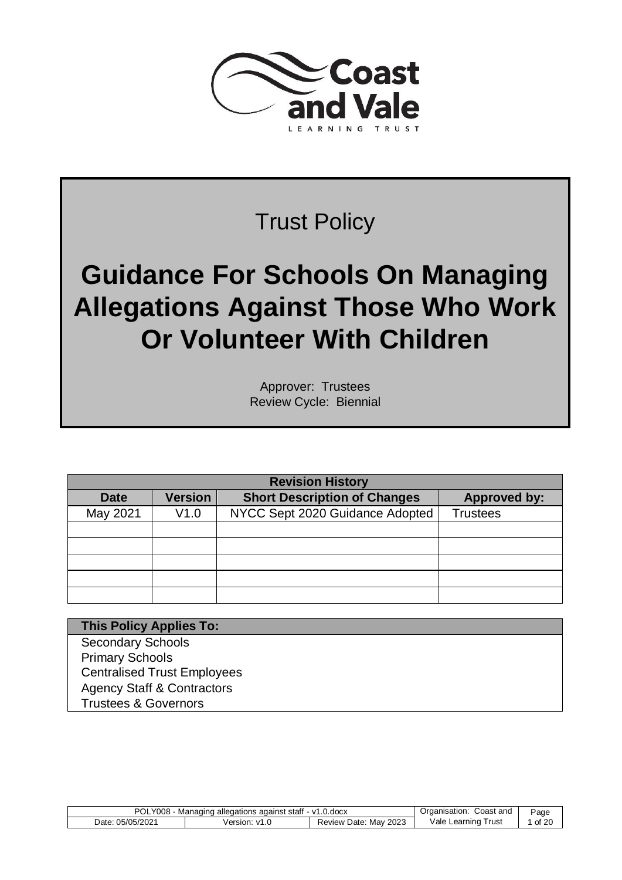Trust Policy

# Guidance For Schools On Managing Allegations Against Those Who Work Or Volunteer With Children

Approver: Trustees
Review Cycle: Biennial

| Revision History | | | |
|---|---|---|---|
| **Date** | **Version** | **Short Description of Changes** | **Approved by:** |
| May 2021 | V1.0 | NYCC Sept 2020 Guidance Adopted | Trustees |
| | | | |
| | | | |
| | | | |
| | | | |
| | | | |

| This Policy Applies To: |
|---|
| Secondary Schools |
| Primary Schools |
| Centralised Trust Employees |
| Agency Staff & Contractors |
| Trustees & Governors |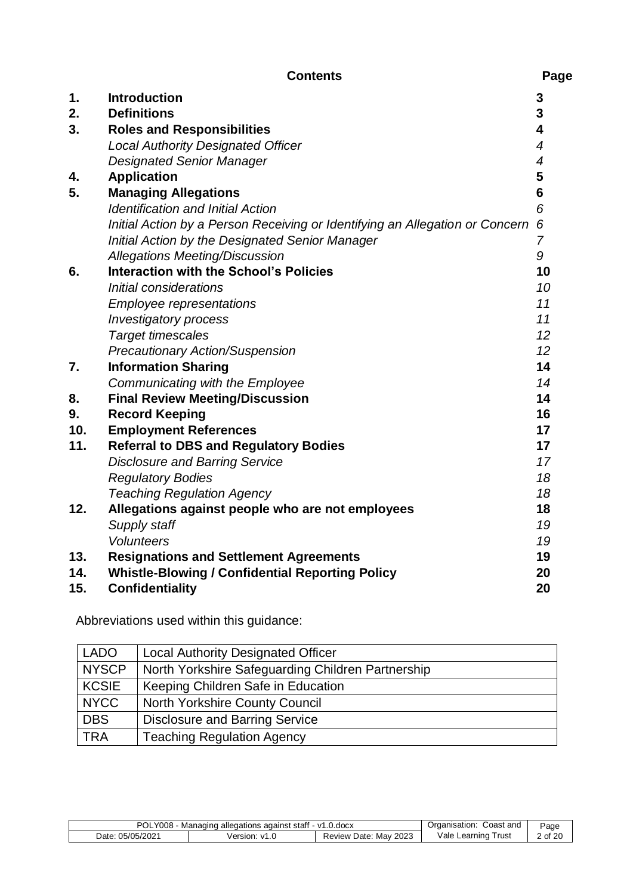## Contents

| | | Page |
|---|---|---|
| 1. | **Introduction** | 3 |
| 2. | **Definitions** | 3 |
| 3. | **Roles and Responsibilities** | 4 |
| | *Local Authority Designated Officer* | *4* |
| | *Designated Senior Manager* | *4* |
| 4. | **Application** | 5 |
| 5. | **Managing Allegations** | 6 |
| | *Identification and Initial Action* | *6* |
| | *Initial Action by a Person Receiving or Identifying an Allegation or Concern* | *6* |
| | *Initial Action by the Designated Senior Manager* | *7* |
| | *Allegations Meeting/Discussion* | *9* |
| 6. | **Interaction with the School's Policies** | 10 |
| | *Initial considerations* | *10* |
| | *Employee representations* | *11* |
| | *Investigatory process* | *11* |
| | *Target timescales* | *12* |
| | *Precautionary Action/Suspension* | *12* |
| 7. | **Information Sharing** | 14 |
| | *Communicating with the Employee* | *14* |
| 8. | **Final Review Meeting/Discussion** | 14 |
| 9. | **Record Keeping** | 16 |
| 10. | **Employment References** | 17 |
| 11. | **Referral to DBS and Regulatory Bodies** | 17 |
| | *Disclosure and Barring Service* | *17* |
| | *Regulatory Bodies* | *18* |
| | *Teaching Regulation Agency* | *18* |
| 12. | **Allegations against people who are not employees** | 18 |
| | *Supply staff* | *19* |
| | *Volunteers* | *19* |
| 13. | **Resignations and Settlement Agreements** | 19 |
| 14. | **Whistle-Blowing / Confidential Reporting Policy** | 20 |
| 15. | **Confidentiality** | 20 |

Abbreviations used within this guidance:

| | |
|---|---|
| LADO | Local Authority Designated Officer |
| NYSCP | North Yorkshire Safeguarding Children Partnership |
| KCSIE | Keeping Children Safe in Education |
| NYCC | North Yorkshire County Council |
| DBS | Disclosure and Barring Service |
| TRA | Teaching Regulation Agency |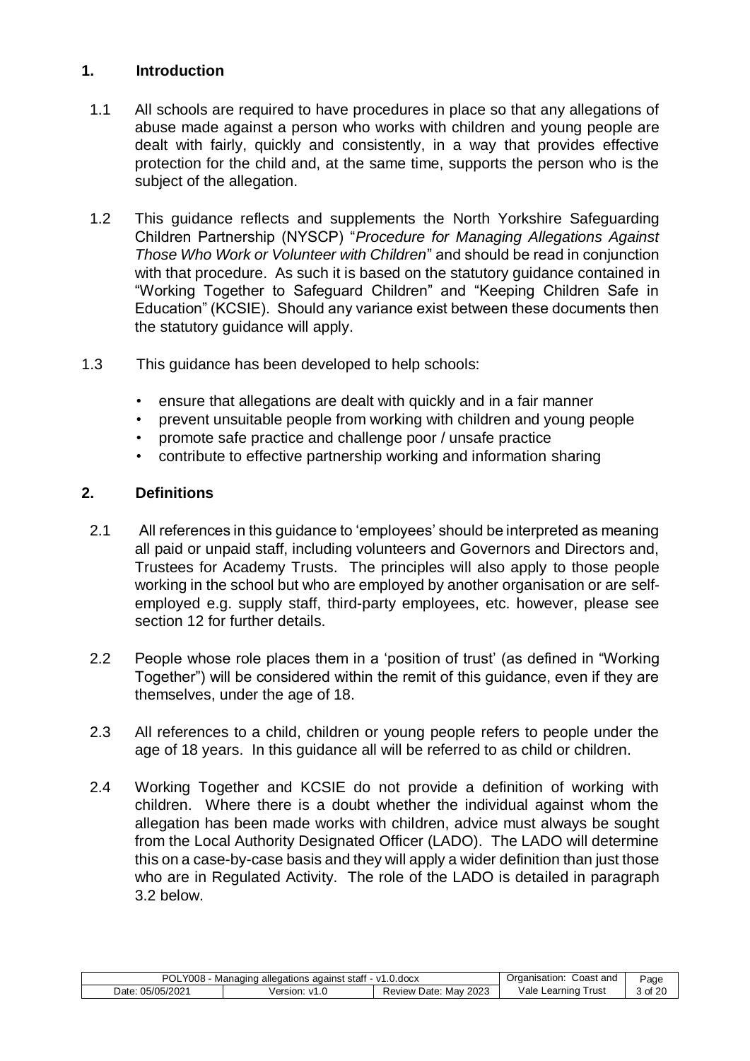## 1. Introduction

1.1 All schools are required to have procedures in place so that any allegations of abuse made against a person who works with children and young people are dealt with fairly, quickly and consistently, in a way that provides effective protection for the child and, at the same time, supports the person who is the subject of the allegation.

1.2 This guidance reflects and supplements the North Yorkshire Safeguarding Children Partnership (NYSCP) "*Procedure for Managing Allegations Against Those Who Work or Volunteer with Children*" and should be read in conjunction with that procedure. As such it is based on the statutory guidance contained in "Working Together to Safeguard Children" and "Keeping Children Safe in Education" (KCSIE). Should any variance exist between these documents then the statutory guidance will apply.

1.3 This guidance has been developed to help schools:

- ensure that allegations are dealt with quickly and in a fair manner
- prevent unsuitable people from working with children and young people
- promote safe practice and challenge poor / unsafe practice
- contribute to effective partnership working and information sharing

## 2. Definitions

2.1 All references in this guidance to 'employees' should be interpreted as meaning all paid or unpaid staff, including volunteers and Governors and Directors and, Trustees for Academy Trusts. The principles will also apply to those people working in the school but who are employed by another organisation or are self-employed e.g. supply staff, third-party employees, etc. however, please see section 12 for further details.

2.2 People whose role places them in a 'position of trust' (as defined in "Working Together") will be considered within the remit of this guidance, even if they are themselves, under the age of 18.

2.3 All references to a child, children or young people refers to people under the age of 18 years. In this guidance all will be referred to as child or children.

2.4 Working Together and KCSIE do not provide a definition of working with children. Where there is a doubt whether the individual against whom the allegation has been made works with children, advice must always be sought from the Local Authority Designated Officer (LADO). The LADO will determine this on a case-by-case basis and they will apply a wider definition than just those who are in Regulated Activity. The role of the LADO is detailed in paragraph 3.2 below.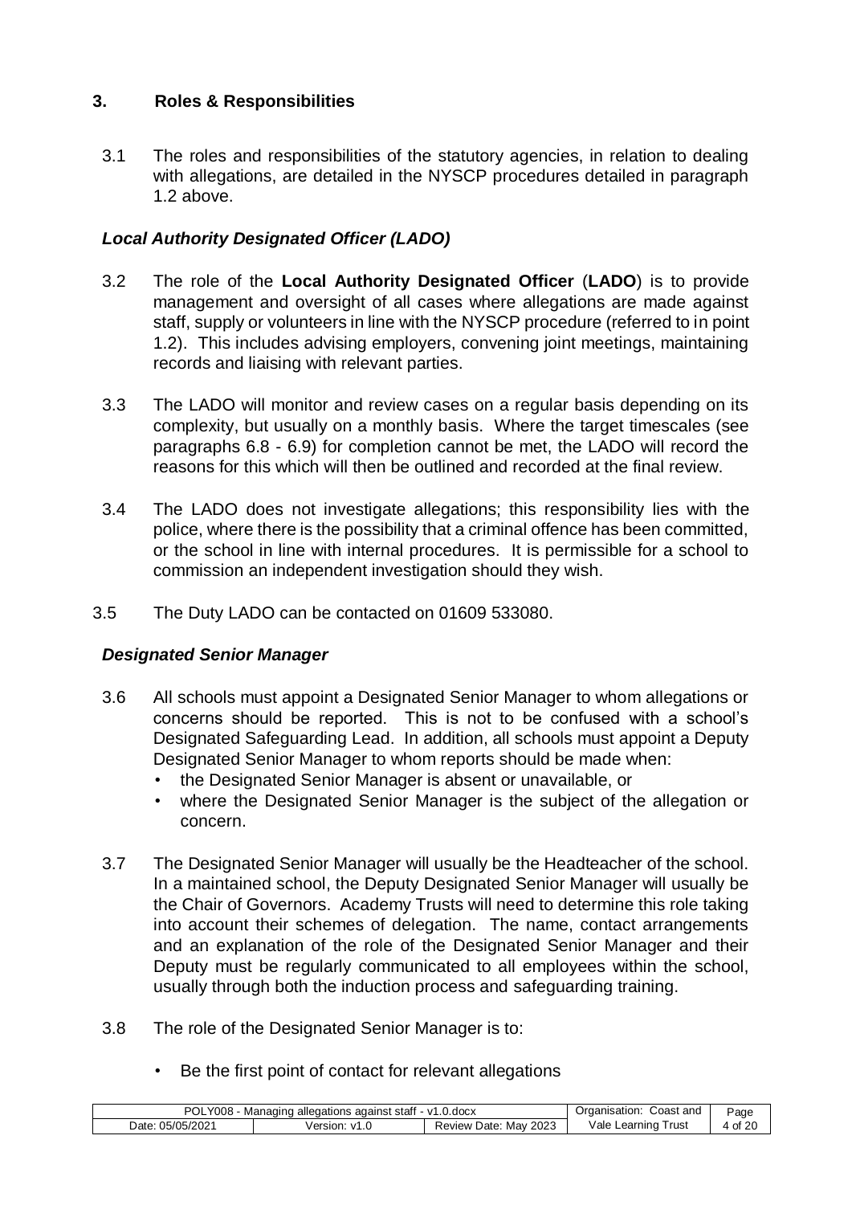## 3. Roles & Responsibilities

3.1 The roles and responsibilities of the statutory agencies, in relation to dealing with allegations, are detailed in the NYSCP procedures detailed in paragraph 1.2 above.

### *Local Authority Designated Officer (LADO)*

3.2 The role of the **Local Authority Designated Officer** (**LADO**) is to provide management and oversight of all cases where allegations are made against staff, supply or volunteers in line with the NYSCP procedure (referred to in point 1.2). This includes advising employers, convening joint meetings, maintaining records and liaising with relevant parties.

3.3 The LADO will monitor and review cases on a regular basis depending on its complexity, but usually on a monthly basis. Where the target timescales (see paragraphs 6.8 - 6.9) for completion cannot be met, the LADO will record the reasons for this which will then be outlined and recorded at the final review.

3.4 The LADO does not investigate allegations; this responsibility lies with the police, where there is the possibility that a criminal offence has been committed, or the school in line with internal procedures. It is permissible for a school to commission an independent investigation should they wish.

3.5 The Duty LADO can be contacted on 01609 533080.

### *Designated Senior Manager*

3.6 All schools must appoint a Designated Senior Manager to whom allegations or concerns should be reported. This is not to be confused with a school's Designated Safeguarding Lead. In addition, all schools must appoint a Deputy Designated Senior Manager to whom reports should be made when:

- the Designated Senior Manager is absent or unavailable, or
- where the Designated Senior Manager is the subject of the allegation or concern.

3.7 The Designated Senior Manager will usually be the Headteacher of the school. In a maintained school, the Deputy Designated Senior Manager will usually be the Chair of Governors. Academy Trusts will need to determine this role taking into account their schemes of delegation. The name, contact arrangements and an explanation of the role of the Designated Senior Manager and their Deputy must be regularly communicated to all employees within the school, usually through both the induction process and safeguarding training.

3.8 The role of the Designated Senior Manager is to:

- Be the first point of contact for relevant allegations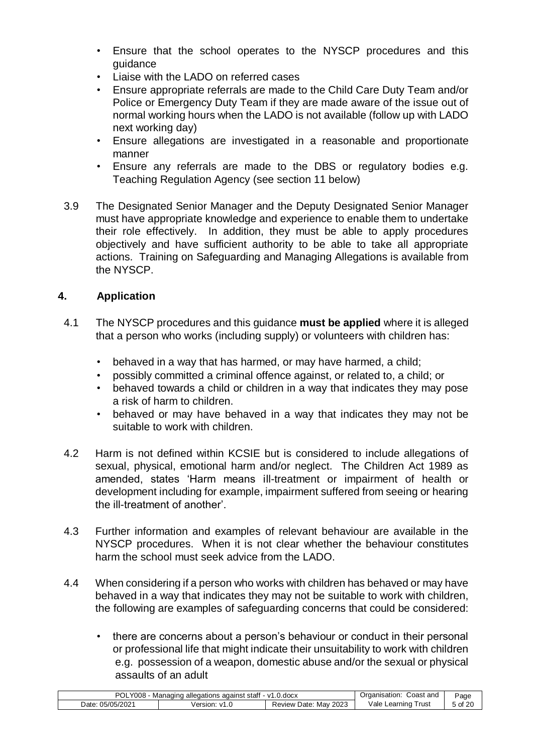- Ensure that the school operates to the NYSCP procedures and this guidance
- Liaise with the LADO on referred cases
- Ensure appropriate referrals are made to the Child Care Duty Team and/or Police or Emergency Duty Team if they are made aware of the issue out of normal working hours when the LADO is not available (follow up with LADO next working day)
- Ensure allegations are investigated in a reasonable and proportionate manner
- Ensure any referrals are made to the DBS or regulatory bodies e.g. Teaching Regulation Agency (see section 11 below)

3.9 The Designated Senior Manager and the Deputy Designated Senior Manager must have appropriate knowledge and experience to enable them to undertake their role effectively. In addition, they must be able to apply procedures objectively and have sufficient authority to be able to take all appropriate actions. Training on Safeguarding and Managing Allegations is available from the NYSCP.

## 4. Application

4.1 The NYSCP procedures and this guidance **must be applied** where it is alleged that a person who works (including supply) or volunteers with children has:

- behaved in a way that has harmed, or may have harmed, a child;
- possibly committed a criminal offence against, or related to, a child; or
- behaved towards a child or children in a way that indicates they may pose a risk of harm to children.
- behaved or may have behaved in a way that indicates they may not be suitable to work with children.

4.2 Harm is not defined within KCSIE but is considered to include allegations of sexual, physical, emotional harm and/or neglect. The Children Act 1989 as amended, states 'Harm means ill-treatment or impairment of health or development including for example, impairment suffered from seeing or hearing the ill-treatment of another'.

4.3 Further information and examples of relevant behaviour are available in the NYSCP procedures. When it is not clear whether the behaviour constitutes harm the school must seek advice from the LADO.

4.4 When considering if a person who works with children has behaved or may have behaved in a way that indicates they may not be suitable to work with children, the following are examples of safeguarding concerns that could be considered:

- there are concerns about a person's behaviour or conduct in their personal or professional life that might indicate their unsuitability to work with children e.g. possession of a weapon, domestic abuse and/or the sexual or physical assaults of an adult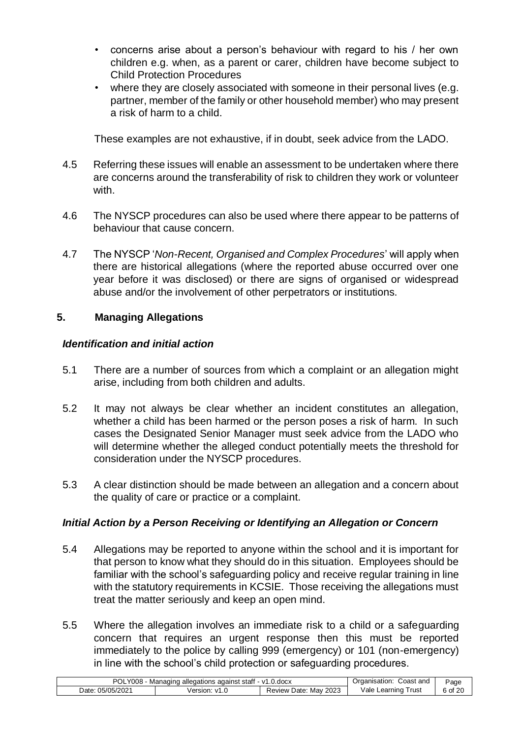- concerns arise about a person's behaviour with regard to his / her own children e.g. when, as a parent or carer, children have become subject to Child Protection Procedures
- where they are closely associated with someone in their personal lives (e.g. partner, member of the family or other household member) who may present a risk of harm to a child.

These examples are not exhaustive, if in doubt, seek advice from the LADO.

4.5 Referring these issues will enable an assessment to be undertaken where there are concerns around the transferability of risk to children they work or volunteer with.

4.6 The NYSCP procedures can also be used where there appear to be patterns of behaviour that cause concern.

4.7 The NYSCP '*Non-Recent, Organised and Complex Procedures*' will apply when there are historical allegations (where the reported abuse occurred over one year before it was disclosed) or there are signs of organised or widespread abuse and/or the involvement of other perpetrators or institutions.

## 5. Managing Allegations

### *Identification and initial action*

5.1 There are a number of sources from which a complaint or an allegation might arise, including from both children and adults.

5.2 It may not always be clear whether an incident constitutes an allegation, whether a child has been harmed or the person poses a risk of harm. In such cases the Designated Senior Manager must seek advice from the LADO who will determine whether the alleged conduct potentially meets the threshold for consideration under the NYSCP procedures.

5.3 A clear distinction should be made between an allegation and a concern about the quality of care or practice or a complaint.

### *Initial Action by a Person Receiving or Identifying an Allegation or Concern*

5.4 Allegations may be reported to anyone within the school and it is important for that person to know what they should do in this situation. Employees should be familiar with the school's safeguarding policy and receive regular training in line with the statutory requirements in KCSIE. Those receiving the allegations must treat the matter seriously and keep an open mind.

5.5 Where the allegation involves an immediate risk to a child or a safeguarding concern that requires an urgent response then this must be reported immediately to the police by calling 999 (emergency) or 101 (non-emergency) in line with the school's child protection or safeguarding procedures.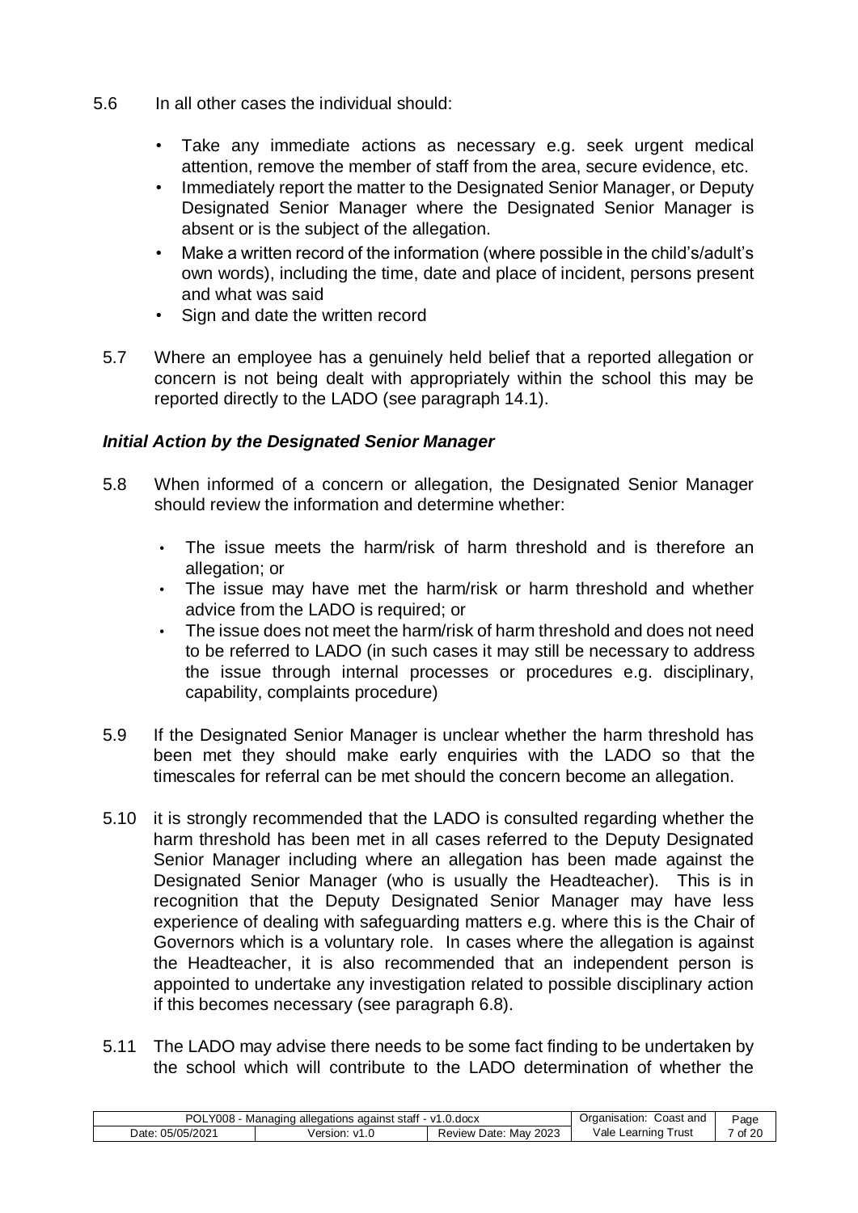5.6 In all other cases the individual should:

- Take any immediate actions as necessary e.g. seek urgent medical attention, remove the member of staff from the area, secure evidence, etc.
- Immediately report the matter to the Designated Senior Manager, or Deputy Designated Senior Manager where the Designated Senior Manager is absent or is the subject of the allegation.
- Make a written record of the information (where possible in the child's/adult's own words), including the time, date and place of incident, persons present and what was said
- Sign and date the written record

5.7 Where an employee has a genuinely held belief that a reported allegation or concern is not being dealt with appropriately within the school this may be reported directly to the LADO (see paragraph 14.1).

### *Initial Action by the Designated Senior Manager*

5.8 When informed of a concern or allegation, the Designated Senior Manager should review the information and determine whether:

- The issue meets the harm/risk of harm threshold and is therefore an allegation; or
- The issue may have met the harm/risk or harm threshold and whether advice from the LADO is required; or
- The issue does not meet the harm/risk of harm threshold and does not need to be referred to LADO (in such cases it may still be necessary to address the issue through internal processes or procedures e.g. disciplinary, capability, complaints procedure)

5.9 If the Designated Senior Manager is unclear whether the harm threshold has been met they should make early enquiries with the LADO so that the timescales for referral can be met should the concern become an allegation.

5.10 it is strongly recommended that the LADO is consulted regarding whether the harm threshold has been met in all cases referred to the Deputy Designated Senior Manager including where an allegation has been made against the Designated Senior Manager (who is usually the Headteacher). This is in recognition that the Deputy Designated Senior Manager may have less experience of dealing with safeguarding matters e.g. where this is the Chair of Governors which is a voluntary role. In cases where the allegation is against the Headteacher, it is also recommended that an independent person is appointed to undertake any investigation related to possible disciplinary action if this becomes necessary (see paragraph 6.8).

5.11 The LADO may advise there needs to be some fact finding to be undertaken by the school which will contribute to the LADO determination of whether the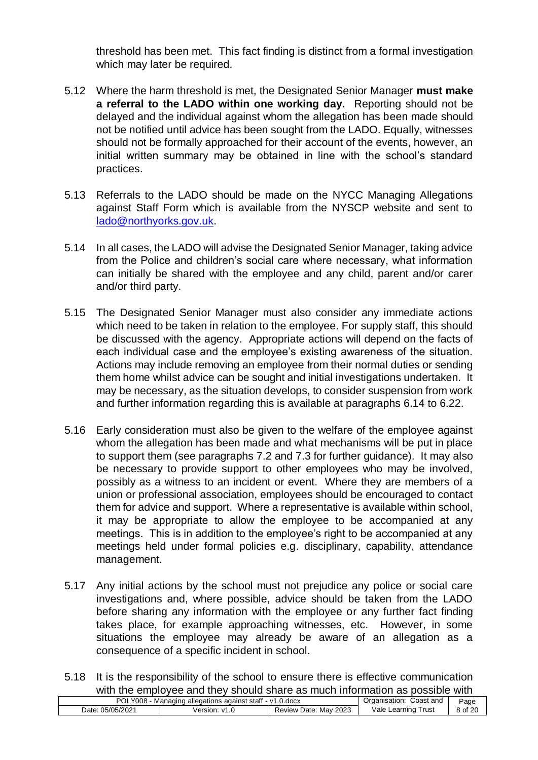threshold has been met. This fact finding is distinct from a formal investigation which may later be required.

5.12 Where the harm threshold is met, the Designated Senior Manager **must make a referral to the LADO within one working day.** Reporting should not be delayed and the individual against whom the allegation has been made should not be notified until advice has been sought from the LADO. Equally, witnesses should not be formally approached for their account of the events, however, an initial written summary may be obtained in line with the school's standard practices.

5.13 Referrals to the LADO should be made on the NYCC Managing Allegations against Staff Form which is available from the NYSCP website and sent to lado@northyorks.gov.uk.

5.14 In all cases, the LADO will advise the Designated Senior Manager, taking advice from the Police and children's social care where necessary, what information can initially be shared with the employee and any child, parent and/or carer and/or third party.

5.15 The Designated Senior Manager must also consider any immediate actions which need to be taken in relation to the employee. For supply staff, this should be discussed with the agency. Appropriate actions will depend on the facts of each individual case and the employee's existing awareness of the situation. Actions may include removing an employee from their normal duties or sending them home whilst advice can be sought and initial investigations undertaken. It may be necessary, as the situation develops, to consider suspension from work and further information regarding this is available at paragraphs 6.14 to 6.22.

5.16 Early consideration must also be given to the welfare of the employee against whom the allegation has been made and what mechanisms will be put in place to support them (see paragraphs 7.2 and 7.3 for further guidance). It may also be necessary to provide support to other employees who may be involved, possibly as a witness to an incident or event. Where they are members of a union or professional association, employees should be encouraged to contact them for advice and support. Where a representative is available within school, it may be appropriate to allow the employee to be accompanied at any meetings. This is in addition to the employee's right to be accompanied at any meetings held under formal policies e.g. disciplinary, capability, attendance management.

5.17 Any initial actions by the school must not prejudice any police or social care investigations and, where possible, advice should be taken from the LADO before sharing any information with the employee or any further fact finding takes place, for example approaching witnesses, etc. However, in some situations the employee may already be aware of an allegation as a consequence of a specific incident in school.

5.18 It is the responsibility of the school to ensure there is effective communication with the employee and they should share as much information as possible with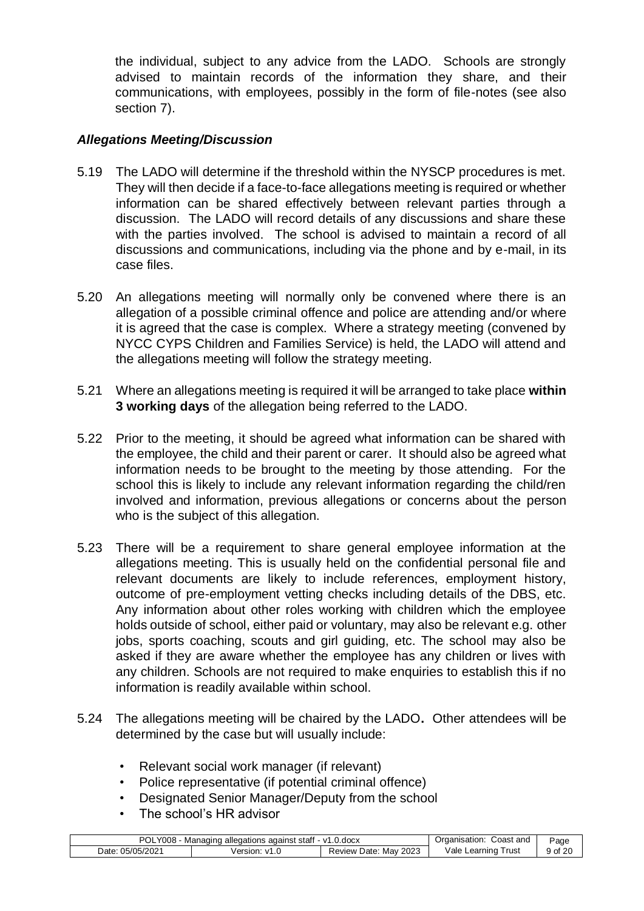the individual, subject to any advice from the LADO. Schools are strongly advised to maintain records of the information they share, and their communications, with employees, possibly in the form of file-notes (see also section 7).

### *Allegations Meeting/Discussion*

5.19 The LADO will determine if the threshold within the NYSCP procedures is met. They will then decide if a face-to-face allegations meeting is required or whether information can be shared effectively between relevant parties through a discussion. The LADO will record details of any discussions and share these with the parties involved. The school is advised to maintain a record of all discussions and communications, including via the phone and by e-mail, in its case files.

5.20 An allegations meeting will normally only be convened where there is an allegation of a possible criminal offence and police are attending and/or where it is agreed that the case is complex. Where a strategy meeting (convened by NYCC CYPS Children and Families Service) is held, the LADO will attend and the allegations meeting will follow the strategy meeting.

5.21 Where an allegations meeting is required it will be arranged to take place **within 3 working days** of the allegation being referred to the LADO.

5.22 Prior to the meeting, it should be agreed what information can be shared with the employee, the child and their parent or carer. It should also be agreed what information needs to be brought to the meeting by those attending. For the school this is likely to include any relevant information regarding the child/ren involved and information, previous allegations or concerns about the person who is the subject of this allegation.

5.23 There will be a requirement to share general employee information at the allegations meeting. This is usually held on the confidential personal file and relevant documents are likely to include references, employment history, outcome of pre-employment vetting checks including details of the DBS, etc. Any information about other roles working with children which the employee holds outside of school, either paid or voluntary, may also be relevant e.g. other jobs, sports coaching, scouts and girl guiding, etc. The school may also be asked if they are aware whether the employee has any children or lives with any children. Schools are not required to make enquiries to establish this if no information is readily available within school.

5.24 The allegations meeting will be chaired by the LADO**.** Other attendees will be determined by the case but will usually include:

- Relevant social work manager (if relevant)
- Police representative (if potential criminal offence)
- Designated Senior Manager/Deputy from the school
- The school's HR advisor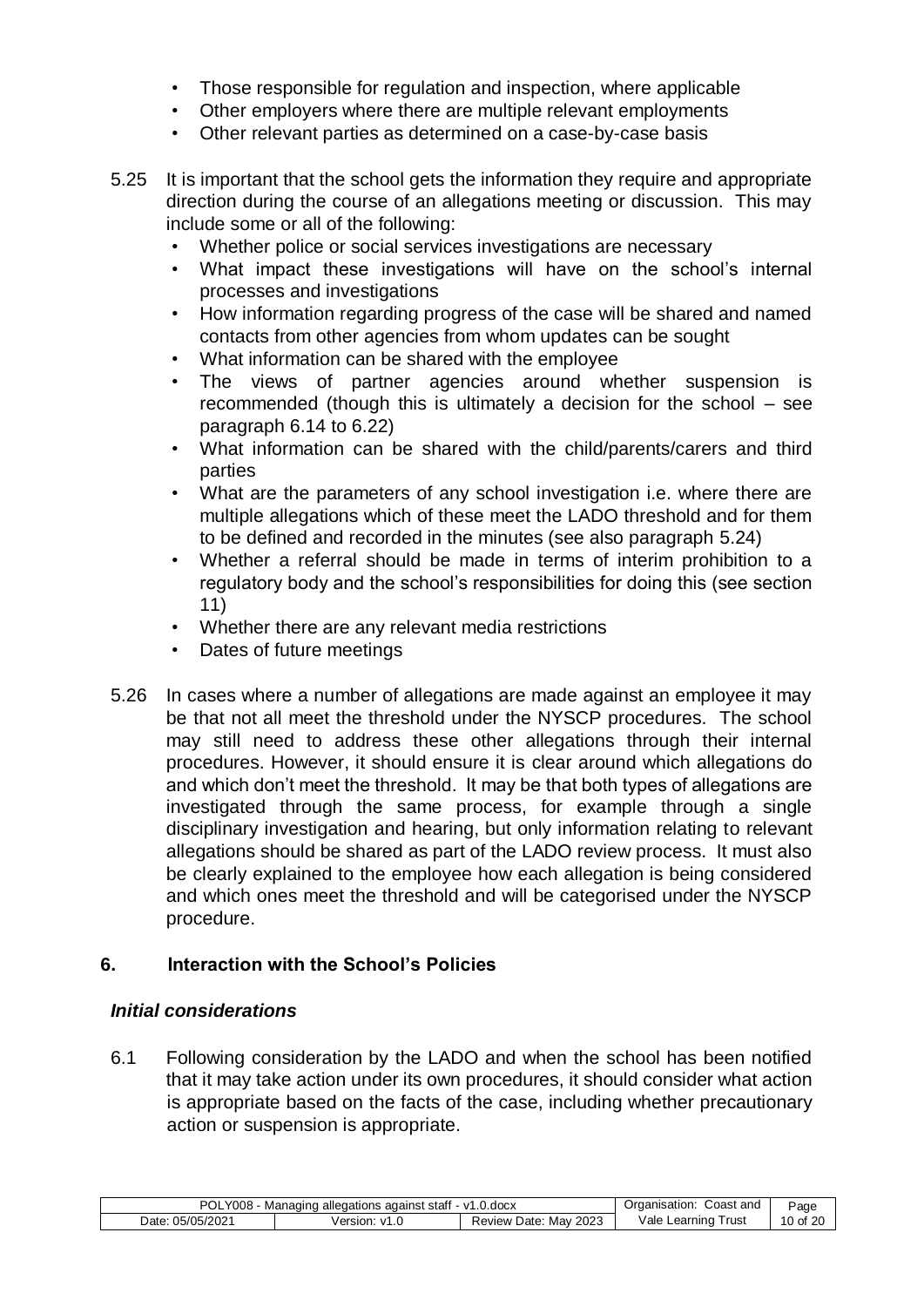- Those responsible for regulation and inspection, where applicable
- Other employers where there are multiple relevant employments
- Other relevant parties as determined on a case-by-case basis

5.25 It is important that the school gets the information they require and appropriate direction during the course of an allegations meeting or discussion. This may include some or all of the following:

- Whether police or social services investigations are necessary
- What impact these investigations will have on the school's internal processes and investigations
- How information regarding progress of the case will be shared and named contacts from other agencies from whom updates can be sought
- What information can be shared with the employee
- The views of partner agencies around whether suspension is recommended (though this is ultimately a decision for the school – see paragraph 6.14 to 6.22)
- What information can be shared with the child/parents/carers and third parties
- What are the parameters of any school investigation i.e. where there are multiple allegations which of these meet the LADO threshold and for them to be defined and recorded in the minutes (see also paragraph 5.24)
- Whether a referral should be made in terms of interim prohibition to a regulatory body and the school's responsibilities for doing this (see section 11)
- Whether there are any relevant media restrictions
- Dates of future meetings

5.26 In cases where a number of allegations are made against an employee it may be that not all meet the threshold under the NYSCP procedures. The school may still need to address these other allegations through their internal procedures. However, it should ensure it is clear around which allegations do and which don't meet the threshold. It may be that both types of allegations are investigated through the same process, for example through a single disciplinary investigation and hearing, but only information relating to relevant allegations should be shared as part of the LADO review process. It must also be clearly explained to the employee how each allegation is being considered and which ones meet the threshold and will be categorised under the NYSCP procedure.

## 6. Interaction with the School's Policies

### *Initial considerations*

6.1 Following consideration by the LADO and when the school has been notified that it may take action under its own procedures, it should consider what action is appropriate based on the facts of the case, including whether precautionary action or suspension is appropriate.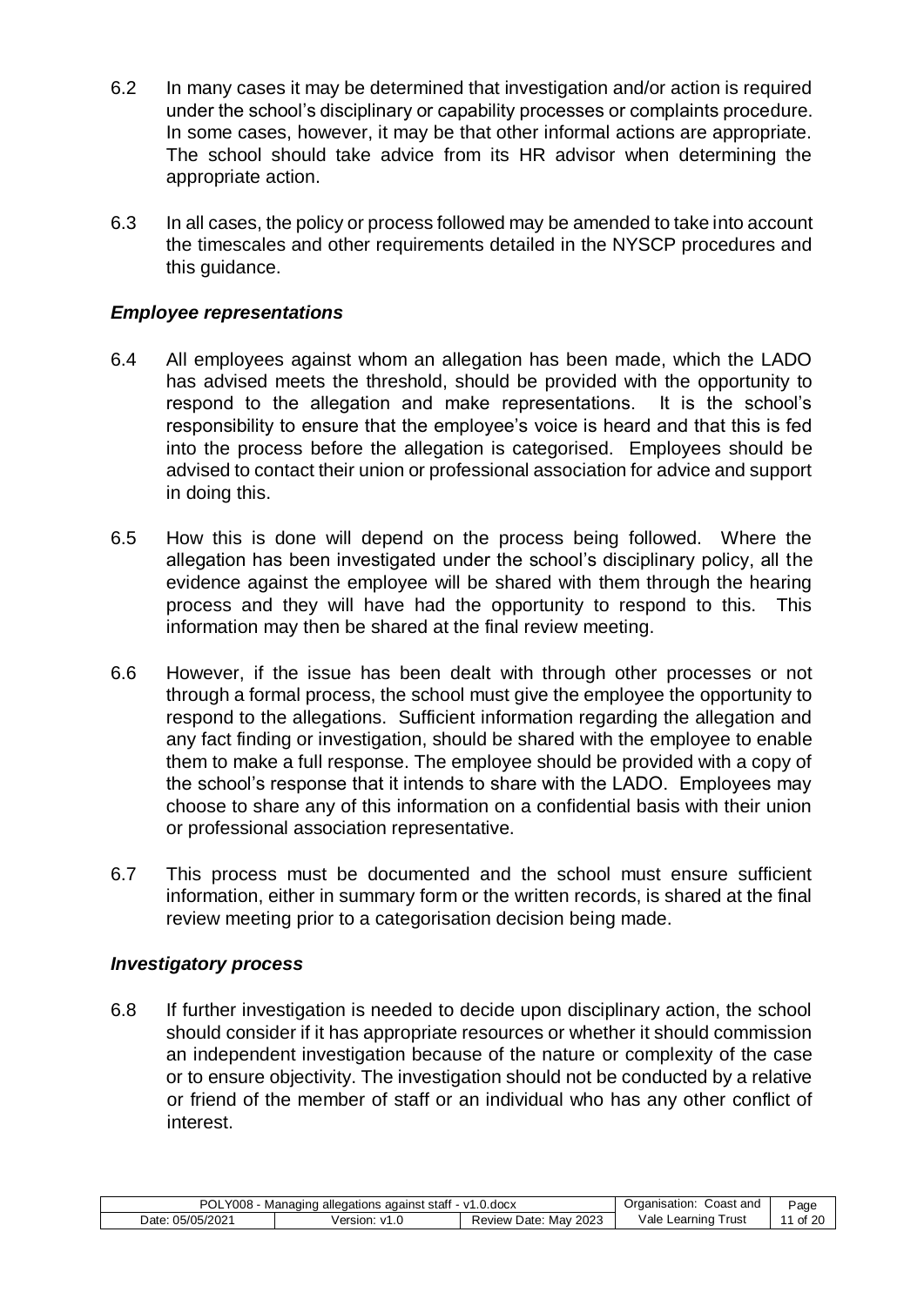6.2 In many cases it may be determined that investigation and/or action is required under the school's disciplinary or capability processes or complaints procedure. In some cases, however, it may be that other informal actions are appropriate. The school should take advice from its HR advisor when determining the appropriate action.

6.3 In all cases, the policy or process followed may be amended to take into account the timescales and other requirements detailed in the NYSCP procedures and this guidance.

### *Employee representations*

6.4 All employees against whom an allegation has been made, which the LADO has advised meets the threshold, should be provided with the opportunity to respond to the allegation and make representations. It is the school's responsibility to ensure that the employee's voice is heard and that this is fed into the process before the allegation is categorised. Employees should be advised to contact their union or professional association for advice and support in doing this.

6.5 How this is done will depend on the process being followed. Where the allegation has been investigated under the school's disciplinary policy, all the evidence against the employee will be shared with them through the hearing process and they will have had the opportunity to respond to this. This information may then be shared at the final review meeting.

6.6 However, if the issue has been dealt with through other processes or not through a formal process, the school must give the employee the opportunity to respond to the allegations. Sufficient information regarding the allegation and any fact finding or investigation, should be shared with the employee to enable them to make a full response. The employee should be provided with a copy of the school's response that it intends to share with the LADO. Employees may choose to share any of this information on a confidential basis with their union or professional association representative.

6.7 This process must be documented and the school must ensure sufficient information, either in summary form or the written records, is shared at the final review meeting prior to a categorisation decision being made.

### *Investigatory process*

6.8 If further investigation is needed to decide upon disciplinary action, the school should consider if it has appropriate resources or whether it should commission an independent investigation because of the nature or complexity of the case or to ensure objectivity. The investigation should not be conducted by a relative or friend of the member of staff or an individual who has any other conflict of interest.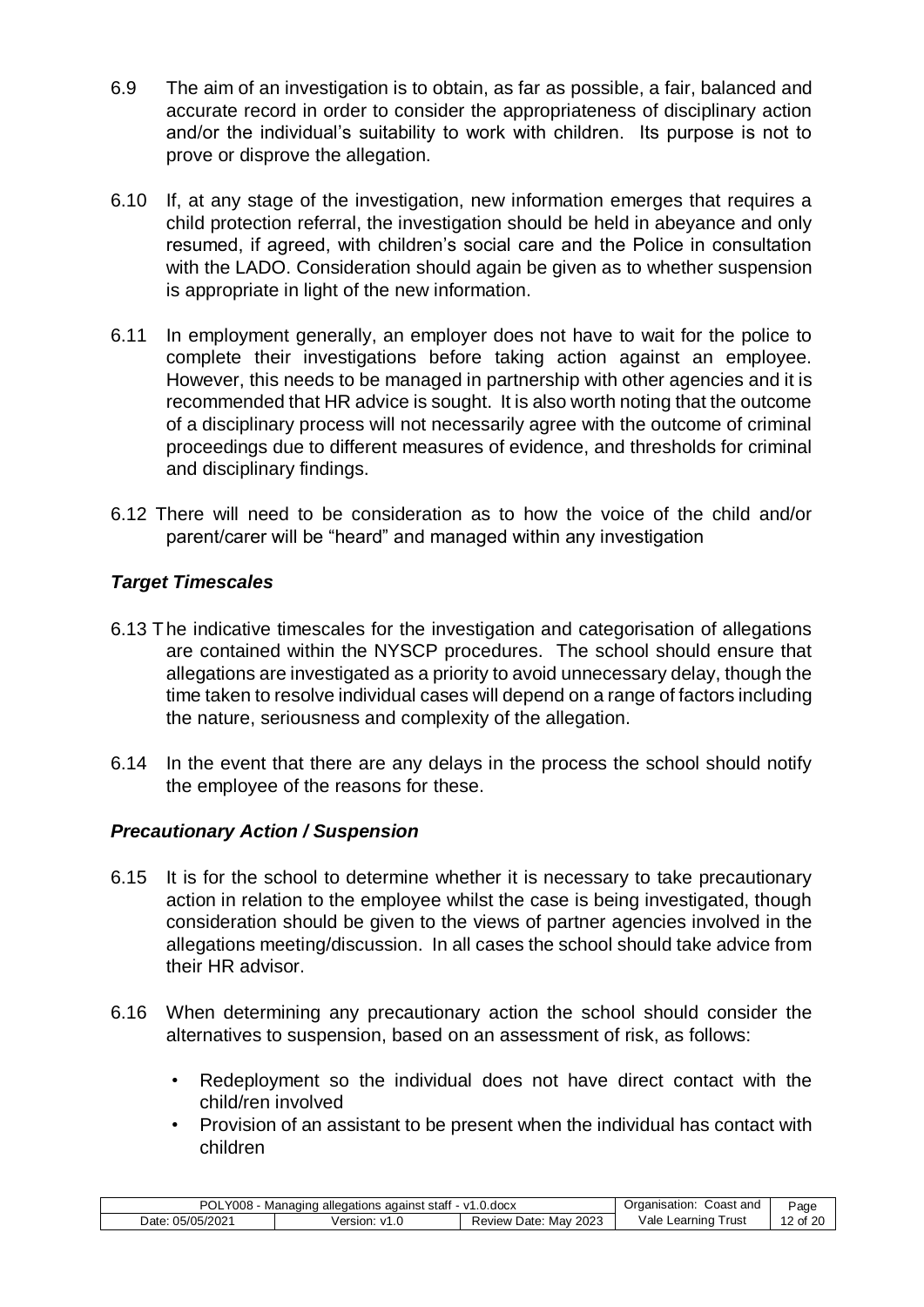6.9 The aim of an investigation is to obtain, as far as possible, a fair, balanced and accurate record in order to consider the appropriateness of disciplinary action and/or the individual's suitability to work with children. Its purpose is not to prove or disprove the allegation.

6.10 If, at any stage of the investigation, new information emerges that requires a child protection referral, the investigation should be held in abeyance and only resumed, if agreed, with children's social care and the Police in consultation with the LADO. Consideration should again be given as to whether suspension is appropriate in light of the new information.

6.11 In employment generally, an employer does not have to wait for the police to complete their investigations before taking action against an employee. However, this needs to be managed in partnership with other agencies and it is recommended that HR advice is sought. It is also worth noting that the outcome of a disciplinary process will not necessarily agree with the outcome of criminal proceedings due to different measures of evidence, and thresholds for criminal and disciplinary findings.

6.12 There will need to be consideration as to how the voice of the child and/or parent/carer will be "heard" and managed within any investigation

### *Target Timescales*

6.13 The indicative timescales for the investigation and categorisation of allegations are contained within the NYSCP procedures. The school should ensure that allegations are investigated as a priority to avoid unnecessary delay, though the time taken to resolve individual cases will depend on a range of factors including the nature, seriousness and complexity of the allegation.

6.14 In the event that there are any delays in the process the school should notify the employee of the reasons for these.

### *Precautionary Action / Suspension*

6.15 It is for the school to determine whether it is necessary to take precautionary action in relation to the employee whilst the case is being investigated, though consideration should be given to the views of partner agencies involved in the allegations meeting/discussion. In all cases the school should take advice from their HR advisor.

6.16 When determining any precautionary action the school should consider the alternatives to suspension, based on an assessment of risk, as follows:

- Redeployment so the individual does not have direct contact with the child/ren involved
- Provision of an assistant to be present when the individual has contact with children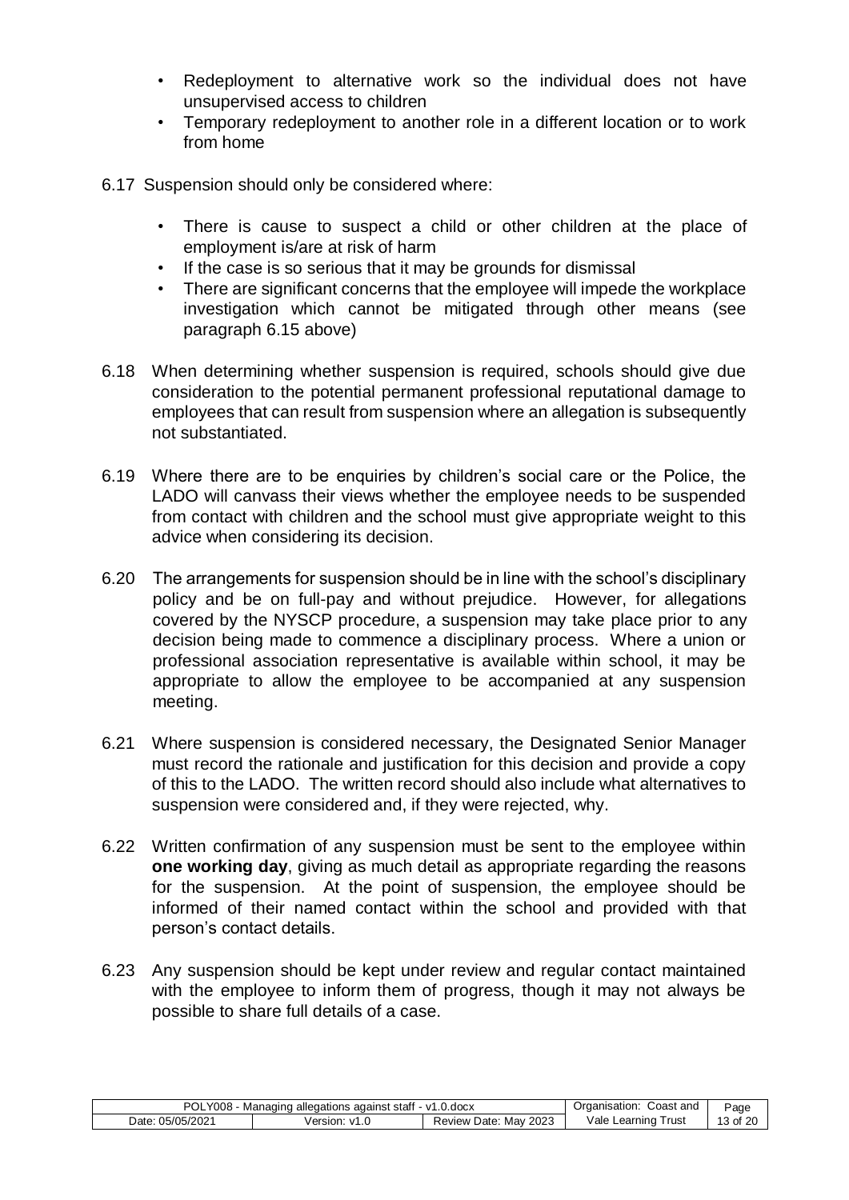- Redeployment to alternative work so the individual does not have unsupervised access to children
- Temporary redeployment to another role in a different location or to work from home

6.17 Suspension should only be considered where:

- There is cause to suspect a child or other children at the place of employment is/are at risk of harm
- If the case is so serious that it may be grounds for dismissal
- There are significant concerns that the employee will impede the workplace investigation which cannot be mitigated through other means (see paragraph 6.15 above)

6.18 When determining whether suspension is required, schools should give due consideration to the potential permanent professional reputational damage to employees that can result from suspension where an allegation is subsequently not substantiated.

6.19 Where there are to be enquiries by children's social care or the Police, the LADO will canvass their views whether the employee needs to be suspended from contact with children and the school must give appropriate weight to this advice when considering its decision.

6.20 The arrangements for suspension should be in line with the school's disciplinary policy and be on full-pay and without prejudice. However, for allegations covered by the NYSCP procedure, a suspension may take place prior to any decision being made to commence a disciplinary process. Where a union or professional association representative is available within school, it may be appropriate to allow the employee to be accompanied at any suspension meeting.

6.21 Where suspension is considered necessary, the Designated Senior Manager must record the rationale and justification for this decision and provide a copy of this to the LADO. The written record should also include what alternatives to suspension were considered and, if they were rejected, why.

6.22 Written confirmation of any suspension must be sent to the employee within **one working day**, giving as much detail as appropriate regarding the reasons for the suspension. At the point of suspension, the employee should be informed of their named contact within the school and provided with that person's contact details.

6.23 Any suspension should be kept under review and regular contact maintained with the employee to inform them of progress, though it may not always be possible to share full details of a case.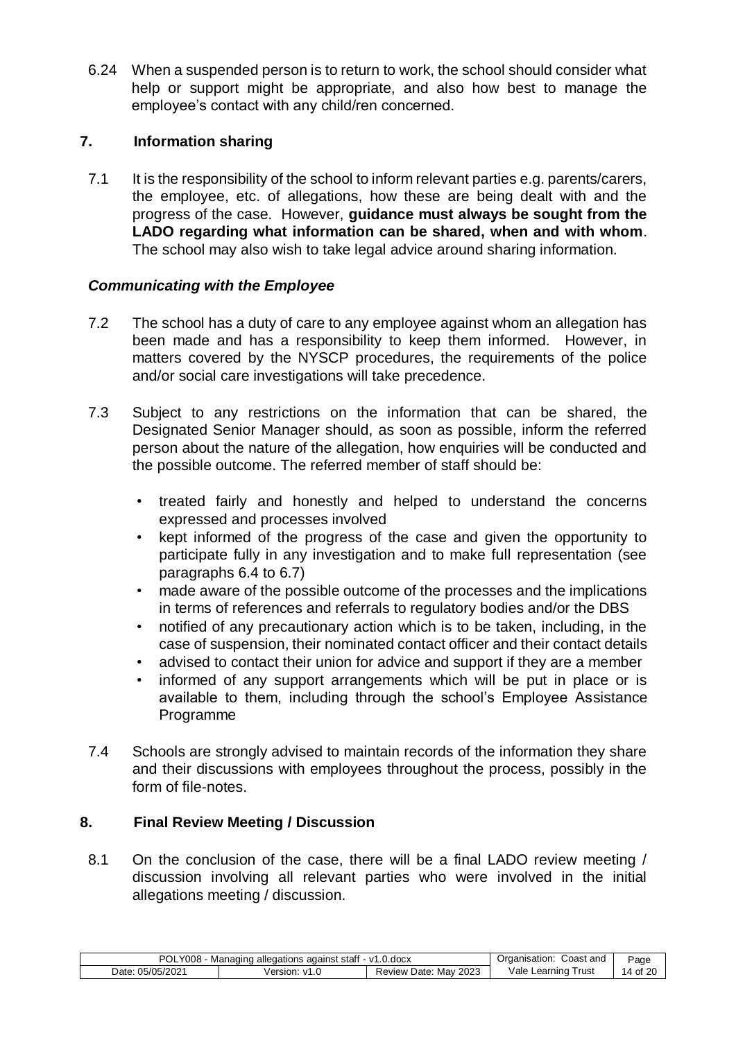6.24 When a suspended person is to return to work, the school should consider what help or support might be appropriate, and also how best to manage the employee's contact with any child/ren concerned.

## 7. Information sharing

7.1 It is the responsibility of the school to inform relevant parties e.g. parents/carers, the employee, etc. of allegations, how these are being dealt with and the progress of the case. However, **guidance must always be sought from the LADO regarding what information can be shared, when and with whom**. The school may also wish to take legal advice around sharing information.

### *Communicating with the Employee*

7.2 The school has a duty of care to any employee against whom an allegation has been made and has a responsibility to keep them informed. However, in matters covered by the NYSCP procedures, the requirements of the police and/or social care investigations will take precedence.

7.3 Subject to any restrictions on the information that can be shared, the Designated Senior Manager should, as soon as possible, inform the referred person about the nature of the allegation, how enquiries will be conducted and the possible outcome. The referred member of staff should be:

- treated fairly and honestly and helped to understand the concerns expressed and processes involved
- kept informed of the progress of the case and given the opportunity to participate fully in any investigation and to make full representation (see paragraphs 6.4 to 6.7)
- made aware of the possible outcome of the processes and the implications in terms of references and referrals to regulatory bodies and/or the DBS
- notified of any precautionary action which is to be taken, including, in the case of suspension, their nominated contact officer and their contact details
- advised to contact their union for advice and support if they are a member
- informed of any support arrangements which will be put in place or is available to them, including through the school's Employee Assistance Programme

7.4 Schools are strongly advised to maintain records of the information they share and their discussions with employees throughout the process, possibly in the form of file-notes.

## 8. Final Review Meeting / Discussion

8.1 On the conclusion of the case, there will be a final LADO review meeting / discussion involving all relevant parties who were involved in the initial allegations meeting / discussion.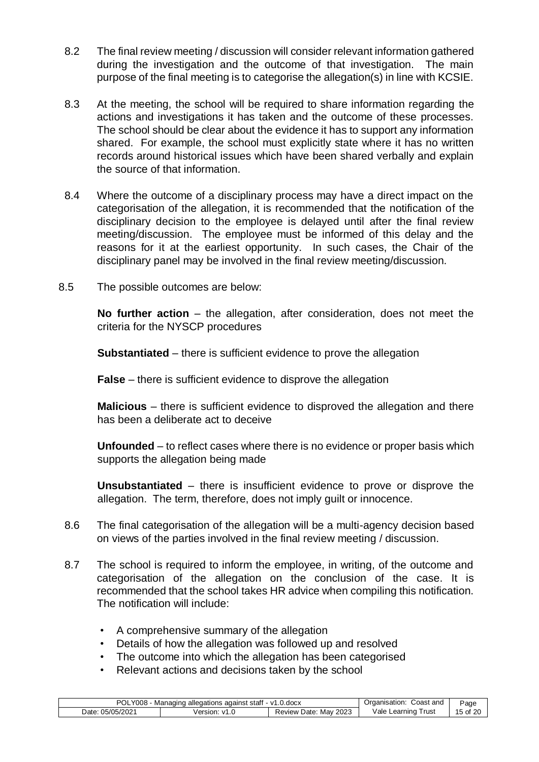8.2 The final review meeting / discussion will consider relevant information gathered during the investigation and the outcome of that investigation. The main purpose of the final meeting is to categorise the allegation(s) in line with KCSIE.

8.3 At the meeting, the school will be required to share information regarding the actions and investigations it has taken and the outcome of these processes. The school should be clear about the evidence it has to support any information shared. For example, the school must explicitly state where it has no written records around historical issues which have been shared verbally and explain the source of that information.

8.4 Where the outcome of a disciplinary process may have a direct impact on the categorisation of the allegation, it is recommended that the notification of the disciplinary decision to the employee is delayed until after the final review meeting/discussion. The employee must be informed of this delay and the reasons for it at the earliest opportunity. In such cases, the Chair of the disciplinary panel may be involved in the final review meeting/discussion.

8.5 The possible outcomes are below:

**No further action** – the allegation, after consideration, does not meet the criteria for the NYSCP procedures

**Substantiated** – there is sufficient evidence to prove the allegation

**False** – there is sufficient evidence to disprove the allegation

**Malicious** – there is sufficient evidence to disproved the allegation and there has been a deliberate act to deceive

**Unfounded** – to reflect cases where there is no evidence or proper basis which supports the allegation being made

**Unsubstantiated** – there is insufficient evidence to prove or disprove the allegation. The term, therefore, does not imply guilt or innocence.

8.6 The final categorisation of the allegation will be a multi-agency decision based on views of the parties involved in the final review meeting / discussion.

8.7 The school is required to inform the employee, in writing, of the outcome and categorisation of the allegation on the conclusion of the case. It is recommended that the school takes HR advice when compiling this notification. The notification will include:

- A comprehensive summary of the allegation
- Details of how the allegation was followed up and resolved
- The outcome into which the allegation has been categorised
- Relevant actions and decisions taken by the school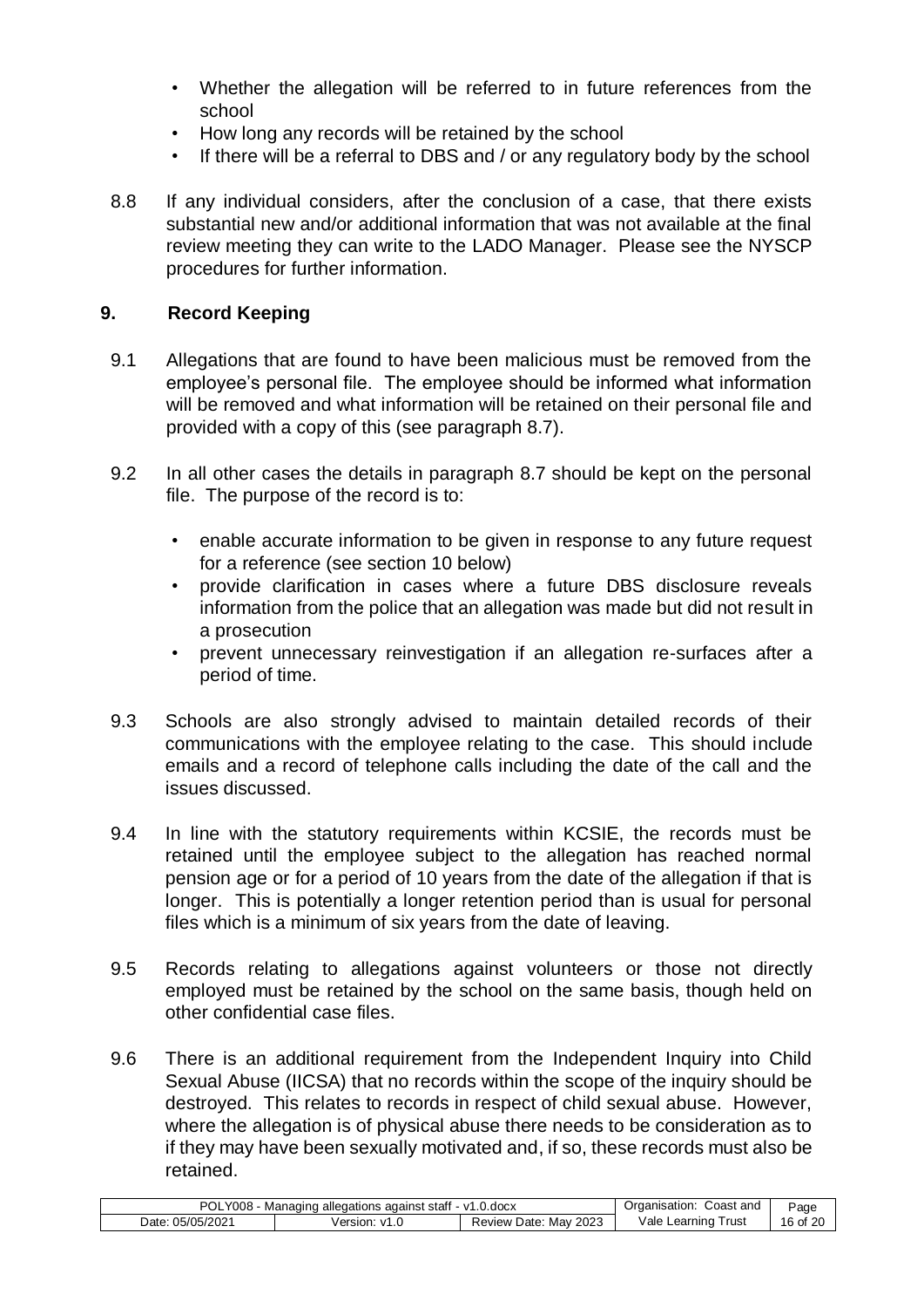- Whether the allegation will be referred to in future references from the school
- How long any records will be retained by the school
- If there will be a referral to DBS and / or any regulatory body by the school

8.8 If any individual considers, after the conclusion of a case, that there exists substantial new and/or additional information that was not available at the final review meeting they can write to the LADO Manager. Please see the NYSCP procedures for further information.

## 9. Record Keeping

9.1 Allegations that are found to have been malicious must be removed from the employee's personal file. The employee should be informed what information will be removed and what information will be retained on their personal file and provided with a copy of this (see paragraph 8.7).

9.2 In all other cases the details in paragraph 8.7 should be kept on the personal file. The purpose of the record is to:

- enable accurate information to be given in response to any future request for a reference (see section 10 below)
- provide clarification in cases where a future DBS disclosure reveals information from the police that an allegation was made but did not result in a prosecution
- prevent unnecessary reinvestigation if an allegation re-surfaces after a period of time.

9.3 Schools are also strongly advised to maintain detailed records of their communications with the employee relating to the case. This should include emails and a record of telephone calls including the date of the call and the issues discussed.

9.4 In line with the statutory requirements within KCSIE, the records must be retained until the employee subject to the allegation has reached normal pension age or for a period of 10 years from the date of the allegation if that is longer. This is potentially a longer retention period than is usual for personal files which is a minimum of six years from the date of leaving.

9.5 Records relating to allegations against volunteers or those not directly employed must be retained by the school on the same basis, though held on other confidential case files.

9.6 There is an additional requirement from the Independent Inquiry into Child Sexual Abuse (IICSA) that no records within the scope of the inquiry should be destroyed. This relates to records in respect of child sexual abuse. However, where the allegation is of physical abuse there needs to be consideration as to if they may have been sexually motivated and, if so, these records must also be retained.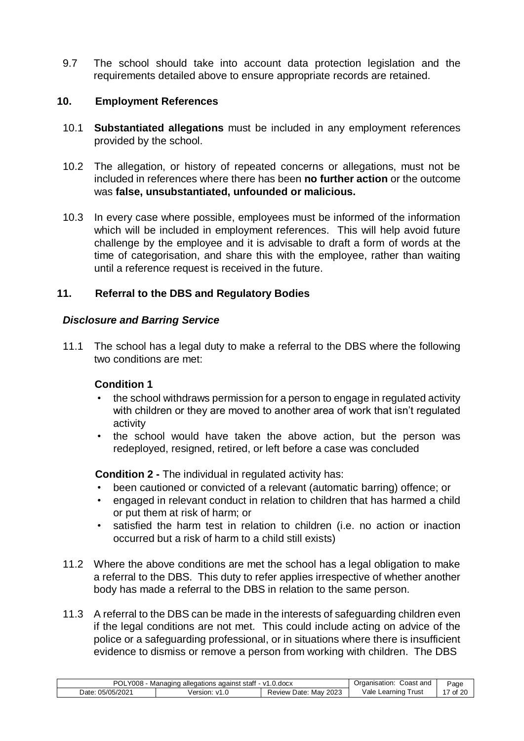9.7 The school should take into account data protection legislation and the requirements detailed above to ensure appropriate records are retained.

## 10. Employment References

10.1 **Substantiated allegations** must be included in any employment references provided by the school.

10.2 The allegation, or history of repeated concerns or allegations, must not be included in references where there has been **no further action** or the outcome was **false, unsubstantiated, unfounded or malicious.**

10.3 In every case where possible, employees must be informed of the information which will be included in employment references. This will help avoid future challenge by the employee and it is advisable to draft a form of words at the time of categorisation, and share this with the employee, rather than waiting until a reference request is received in the future.

## 11. Referral to the DBS and Regulatory Bodies

### *Disclosure and Barring Service*

11.1 The school has a legal duty to make a referral to the DBS where the following two conditions are met:

**Condition 1**

- the school withdraws permission for a person to engage in regulated activity with children or they are moved to another area of work that isn't regulated activity
- the school would have taken the above action, but the person was redeployed, resigned, retired, or left before a case was concluded

**Condition 2 -** The individual in regulated activity has:

- been cautioned or convicted of a relevant (automatic barring) offence; or
- engaged in relevant conduct in relation to children that has harmed a child or put them at risk of harm; or
- satisfied the harm test in relation to children (i.e. no action or inaction occurred but a risk of harm to a child still exists)

11.2 Where the above conditions are met the school has a legal obligation to make a referral to the DBS. This duty to refer applies irrespective of whether another body has made a referral to the DBS in relation to the same person.

11.3 A referral to the DBS can be made in the interests of safeguarding children even if the legal conditions are not met. This could include acting on advice of the police or a safeguarding professional, or in situations where there is insufficient evidence to dismiss or remove a person from working with children. The DBS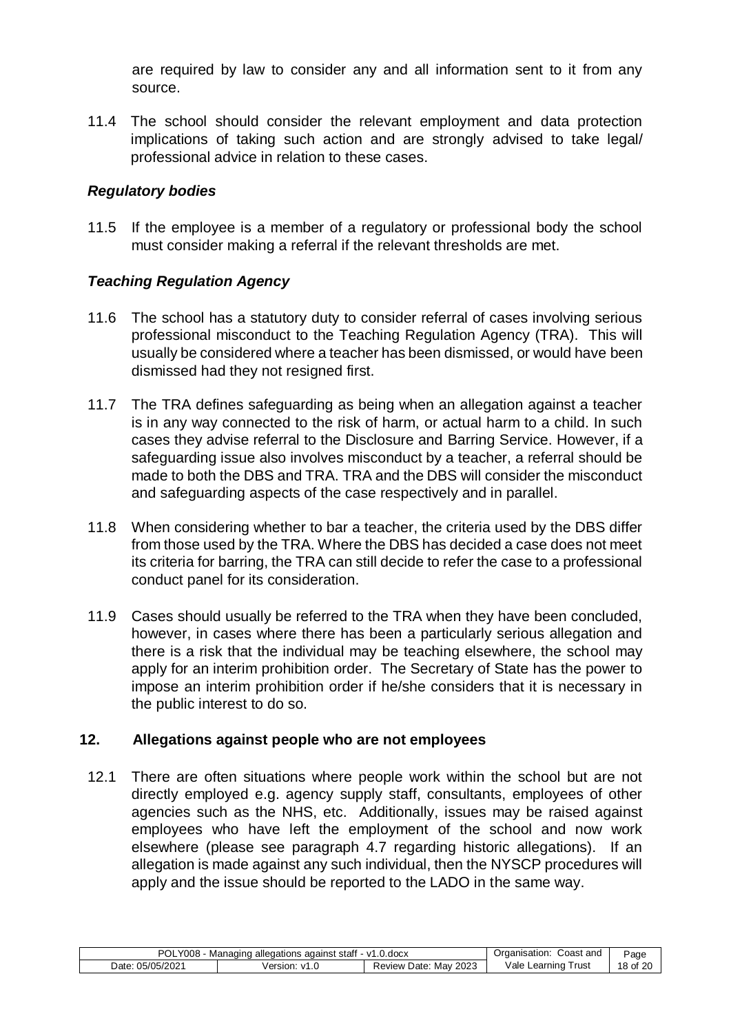are required by law to consider any and all information sent to it from any source.

11.4 The school should consider the relevant employment and data protection implications of taking such action and are strongly advised to take legal/ professional advice in relation to these cases.

### *Regulatory bodies*

11.5 If the employee is a member of a regulatory or professional body the school must consider making a referral if the relevant thresholds are met.

### *Teaching Regulation Agency*

11.6 The school has a statutory duty to consider referral of cases involving serious professional misconduct to the Teaching Regulation Agency (TRA). This will usually be considered where a teacher has been dismissed, or would have been dismissed had they not resigned first.

11.7 The TRA defines safeguarding as being when an allegation against a teacher is in any way connected to the risk of harm, or actual harm to a child. In such cases they advise referral to the Disclosure and Barring Service. However, if a safeguarding issue also involves misconduct by a teacher, a referral should be made to both the DBS and TRA. TRA and the DBS will consider the misconduct and safeguarding aspects of the case respectively and in parallel.

11.8 When considering whether to bar a teacher, the criteria used by the DBS differ from those used by the TRA. Where the DBS has decided a case does not meet its criteria for barring, the TRA can still decide to refer the case to a professional conduct panel for its consideration.

11.9 Cases should usually be referred to the TRA when they have been concluded, however, in cases where there has been a particularly serious allegation and there is a risk that the individual may be teaching elsewhere, the school may apply for an interim prohibition order. The Secretary of State has the power to impose an interim prohibition order if he/she considers that it is necessary in the public interest to do so.

## 12. Allegations against people who are not employees

12.1 There are often situations where people work within the school but are not directly employed e.g. agency supply staff, consultants, employees of other agencies such as the NHS, etc. Additionally, issues may be raised against employees who have left the employment of the school and now work elsewhere (please see paragraph 4.7 regarding historic allegations). If an allegation is made against any such individual, then the NYSCP procedures will apply and the issue should be reported to the LADO in the same way.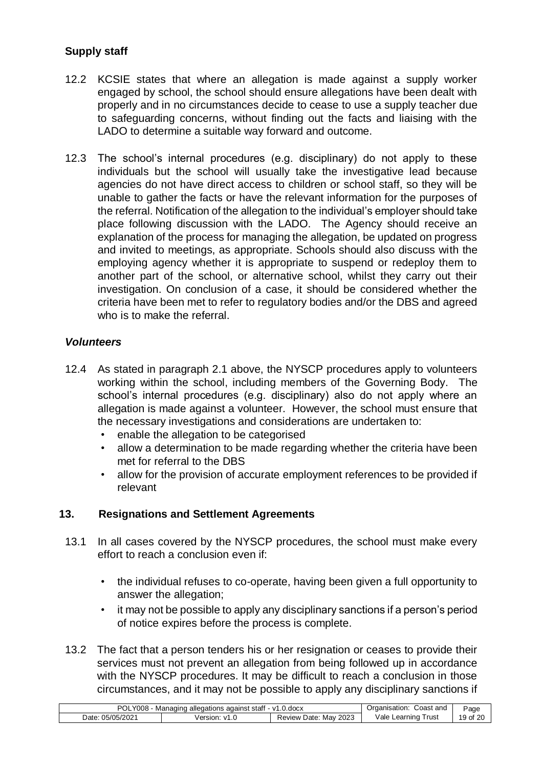## Supply staff

12.2 KCSIE states that where an allegation is made against a supply worker engaged by school, the school should ensure allegations have been dealt with properly and in no circumstances decide to cease to use a supply teacher due to safeguarding concerns, without finding out the facts and liaising with the LADO to determine a suitable way forward and outcome.

12.3 The school's internal procedures (e.g. disciplinary) do not apply to these individuals but the school will usually take the investigative lead because agencies do not have direct access to children or school staff, so they will be unable to gather the facts or have the relevant information for the purposes of the referral. Notification of the allegation to the individual's employer should take place following discussion with the LADO. The Agency should receive an explanation of the process for managing the allegation, be updated on progress and invited to meetings, as appropriate. Schools should also discuss with the employing agency whether it is appropriate to suspend or redeploy them to another part of the school, or alternative school, whilst they carry out their investigation. On conclusion of a case, it should be considered whether the criteria have been met to refer to regulatory bodies and/or the DBS and agreed who is to make the referral.

## *Volunteers*

12.4 As stated in paragraph 2.1 above, the NYSCP procedures apply to volunteers working within the school, including members of the Governing Body. The school's internal procedures (e.g. disciplinary) also do not apply where an allegation is made against a volunteer. However, the school must ensure that the necessary investigations and considerations are undertaken to:

- enable the allegation to be categorised
- allow a determination to be made regarding whether the criteria have been met for referral to the DBS
- allow for the provision of accurate employment references to be provided if relevant

## 13. Resignations and Settlement Agreements

13.1 In all cases covered by the NYSCP procedures, the school must make every effort to reach a conclusion even if:

- the individual refuses to co-operate, having been given a full opportunity to answer the allegation;
- it may not be possible to apply any disciplinary sanctions if a person's period of notice expires before the process is complete.

13.2 The fact that a person tenders his or her resignation or ceases to provide their services must not prevent an allegation from being followed up in accordance with the NYSCP procedures. It may be difficult to reach a conclusion in those circumstances, and it may not be possible to apply any disciplinary sanctions if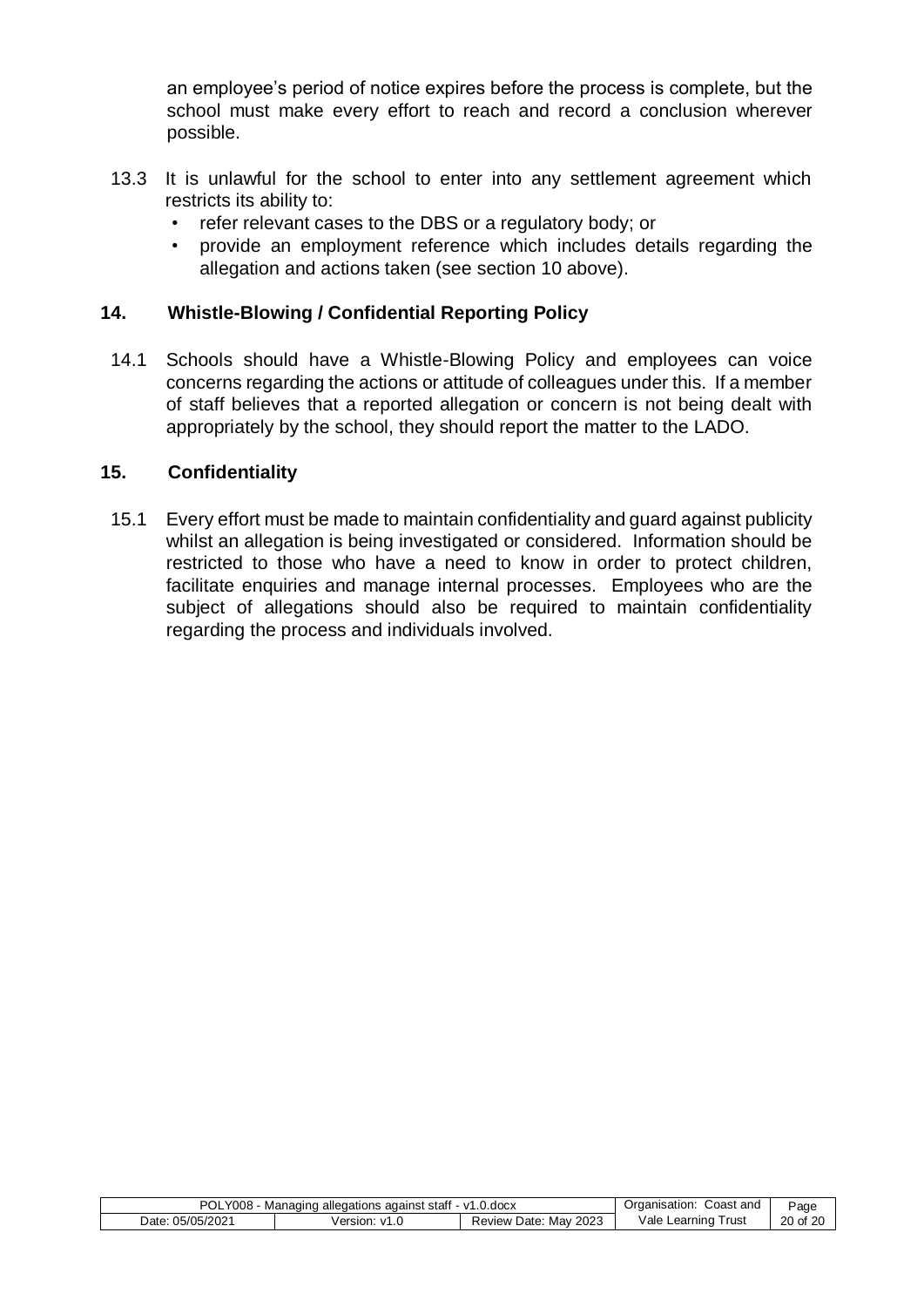an employee’s period of notice expires before the process is complete, but the school must make every effort to reach and record a conclusion wherever possible.

13.3 It is unlawful for the school to enter into any settlement agreement which restricts its ability to:

- refer relevant cases to the DBS or a regulatory body; or
- provide an employment reference which includes details regarding the allegation and actions taken (see section 10 above).

## 14. Whistle-Blowing / Confidential Reporting Policy

14.1 Schools should have a Whistle-Blowing Policy and employees can voice concerns regarding the actions or attitude of colleagues under this. If a member of staff believes that a reported allegation or concern is not being dealt with appropriately by the school, they should report the matter to the LADO.

## 15. Confidentiality

15.1 Every effort must be made to maintain confidentiality and guard against publicity whilst an allegation is being investigated or considered. Information should be restricted to those who have a need to know in order to protect children, facilitate enquiries and manage internal processes. Employees who are the subject of allegations should also be required to maintain confidentiality regarding the process and individuals involved.